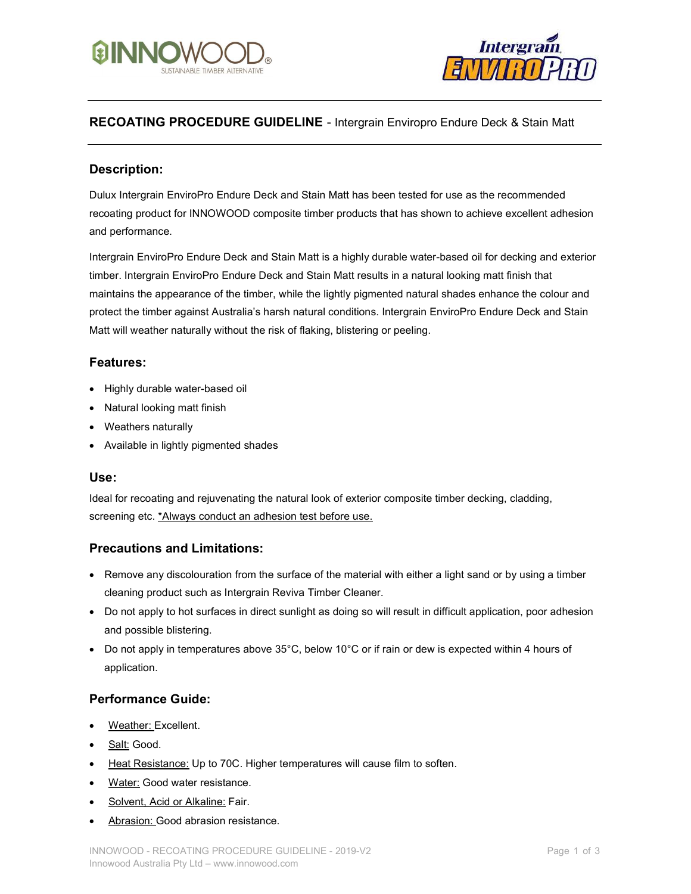# RECOATING PROCEDURE GUIDELINE - Intergrain Enviropro Endure Deck & Stain Matt

## Description:

Dulux Intergrain EnviroPro Endure Deck and Stain Matt has been tested for use as the recommended recoating product for INNOWOOD composite timber products that has shown to achieve excellent adhesion and performance.

Intergrain EnviroPro Endure Deck and Stain Matt is a highly durable water-based oil for decking and exterior timber. Intergrain EnviroPro Endure Deck and Stain Matt results in a natural looking matt finish that maintains the appearance of the timber, while the lightly pigmented natural shades enhance the colour and protect the timber against Australia's harsh natural conditions. Intergrain EnviroPro Endure Deck and Stain Matt will weather naturally without the risk of flaking, blistering or peeling.

## Features:

- Highly durable water-based oil
- Natural looking matt finish
- Weathers naturally
- Available in lightly pigmented shades

## Use:

Ideal for recoating and rejuvenating the natural look of exterior composite timber decking, cladding, screening etc. *Always conduct an adhesion test before use.

## Precautions and Limitations:

- Remove any discolouration from the surface of the material with either a light sand or by using a timber cleaning product such as Intergrain Reviva Timber Cleaner.
- Do not apply to hot surfaces in direct sunlight as doing so will result in difficult application, poor adhesion and possible blistering.
- Do not apply in temperatures above 35°C, below 10°C or if rain or dew is expected within 4 hours of application.

## Performance Guide:

- Weather: Excellent.
- Salt: Good.
- Heat Resistance: Up to 70C. Higher temperatures will cause film to soften.
- Water: Good water resistance.
- Solvent, Acid or Alkaline: Fair.
- Abrasion: Good abrasion resistance.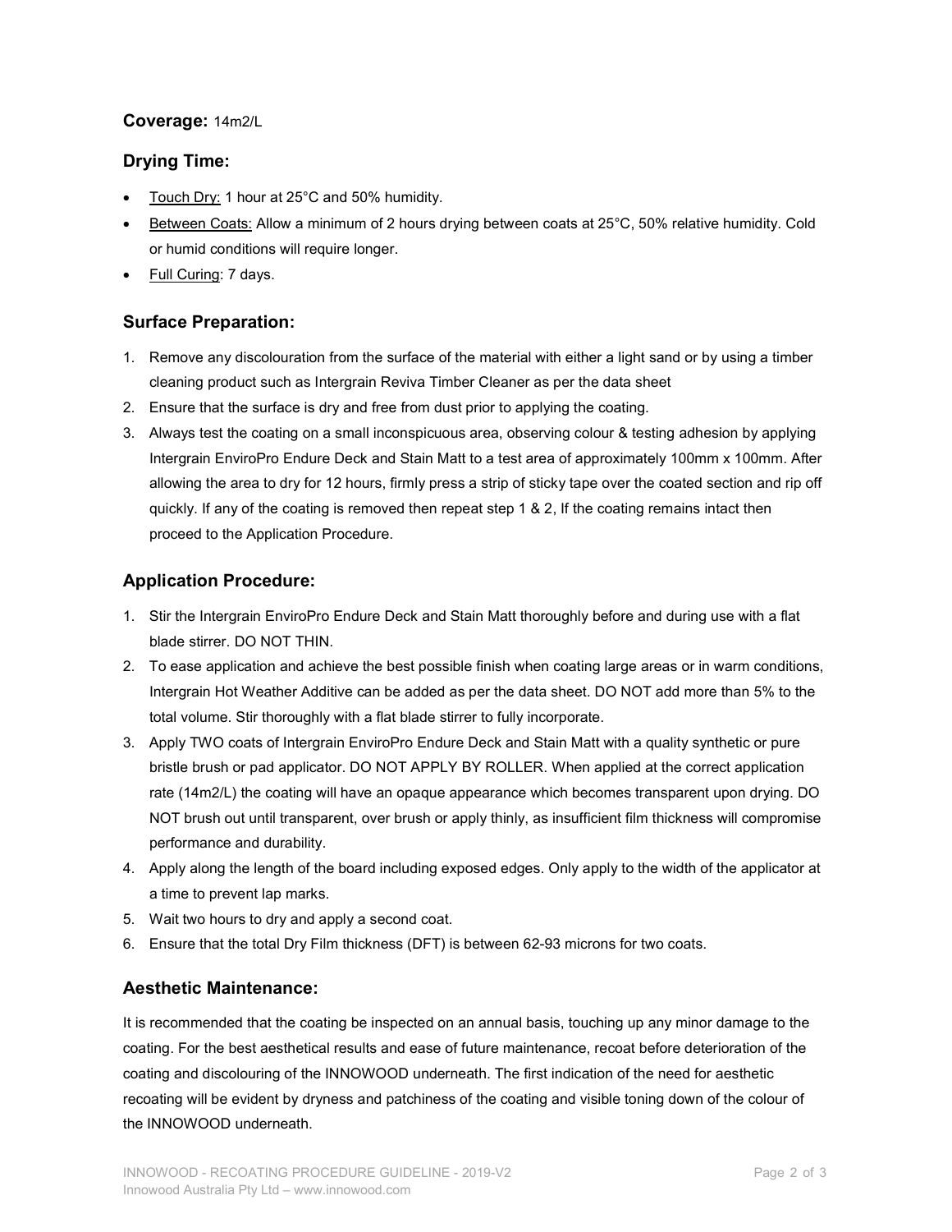**Coverage:** 14m2/L

## Drying Time:

- Touch Dry: 1 hour at 25°C and 50% humidity.
- Between Coats: Allow a minimum of 2 hours drying between coats at 25°C, 50% relative humidity. Cold or humid conditions will require longer.
- Full Curing: 7 days.

## Surface Preparation:

1. Remove any discolouration from the surface of the material with either a light sand or by using a timber cleaning product such as Intergrain Reviva Timber Cleaner as per the data sheet
2. Ensure that the surface is dry and free from dust prior to applying the coating.
3. Always test the coating on a small inconspicuous area, observing colour & testing adhesion by applying Intergrain EnviroPro Endure Deck and Stain Matt to a test area of approximately 100mm x 100mm. After allowing the area to dry for 12 hours, firmly press a strip of sticky tape over the coated section and rip off quickly. If any of the coating is removed then repeat step 1 & 2, If the coating remains intact then proceed to the Application Procedure.

## Application Procedure:

1. Stir the Intergrain EnviroPro Endure Deck and Stain Matt thoroughly before and during use with a flat blade stirrer. DO NOT THIN.
2. To ease application and achieve the best possible finish when coating large areas or in warm conditions, Intergrain Hot Weather Additive can be added as per the data sheet. DO NOT add more than 5% to the total volume. Stir thoroughly with a flat blade stirrer to fully incorporate.
3. Apply TWO coats of Intergrain EnviroPro Endure Deck and Stain Matt with a quality synthetic or pure bristle brush or pad applicator. DO NOT APPLY BY ROLLER. When applied at the correct application rate (14m2/L) the coating will have an opaque appearance which becomes transparent upon drying. DO NOT brush out until transparent, over brush or apply thinly, as insufficient film thickness will compromise performance and durability.
4. Apply along the length of the board including exposed edges. Only apply to the width of the applicator at a time to prevent lap marks.
5. Wait two hours to dry and apply a second coat.
6. Ensure that the total Dry Film thickness (DFT) is between 62-93 microns for two coats.

## Aesthetic Maintenance:

It is recommended that the coating be inspected on an annual basis, touching up any minor damage to the coating. For the best aesthetical results and ease of future maintenance, recoat before deterioration of the coating and discolouring of the INNOWOOD underneath. The first indication of the need for aesthetic recoating will be evident by dryness and patchiness of the coating and visible toning down of the colour of the INNOWOOD underneath.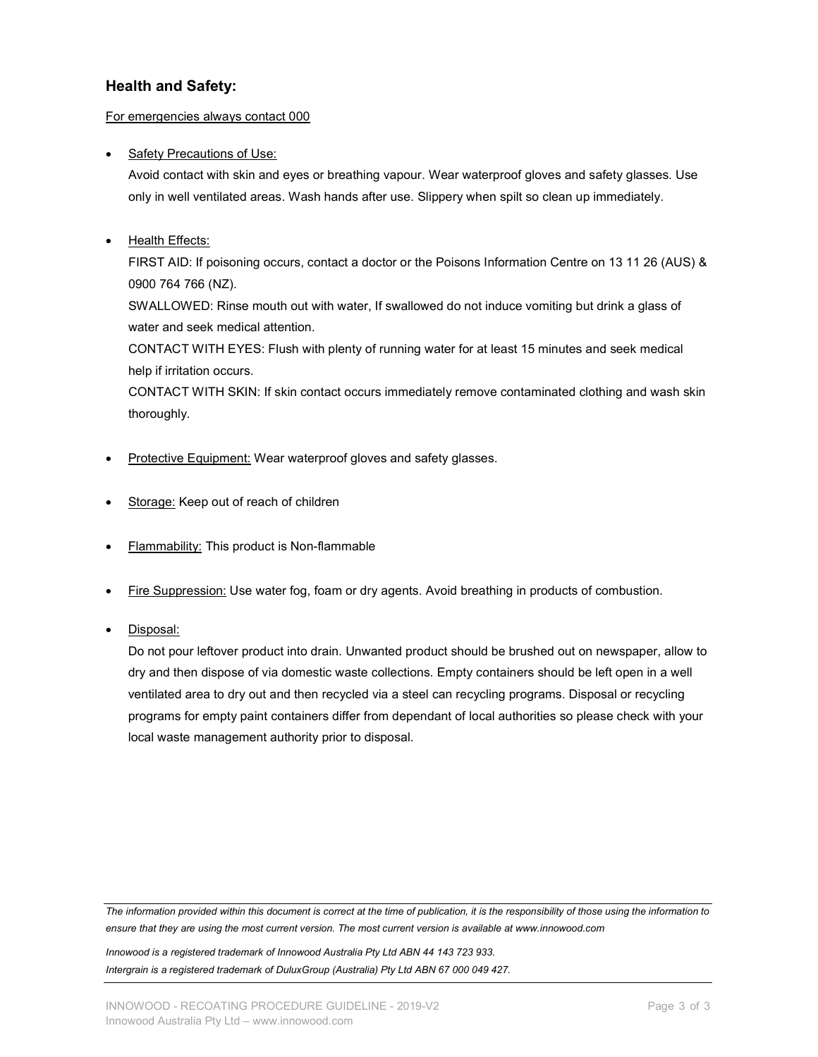## Health and Safety:

For emergencies always contact 000

- Safety Precautions of Use:

  Avoid contact with skin and eyes or breathing vapour. Wear waterproof gloves and safety glasses. Use only in well ventilated areas. Wash hands after use. Slippery when spilt so clean up immediately.

- Health Effects:

  FIRST AID: If poisoning occurs, contact a doctor or the Poisons Information Centre on 13 11 26 (AUS) & 0900 764 766 (NZ).

  SWALLOWED: Rinse mouth out with water, If swallowed do not induce vomiting but drink a glass of water and seek medical attention.

  CONTACT WITH EYES: Flush with plenty of running water for at least 15 minutes and seek medical help if irritation occurs.

  CONTACT WITH SKIN: If skin contact occurs immediately remove contaminated clothing and wash skin thoroughly.

- Protective Equipment: Wear waterproof gloves and safety glasses.

- Storage: Keep out of reach of children

- Flammability: This product is Non-flammable

- Fire Suppression: Use water fog, foam or dry agents. Avoid breathing in products of combustion.

- Disposal:

  Do not pour leftover product into drain. Unwanted product should be brushed out on newspaper, allow to dry and then dispose of via domestic waste collections. Empty containers should be left open in a well ventilated area to dry out and then recycled via a steel can recycling programs. Disposal or recycling programs for empty paint containers differ from dependant of local authorities so please check with your local waste management authority prior to disposal.

---

*The information provided within this document is correct at the time of publication, it is the responsibility of those using the information to ensure that they are using the most current version. The most current version is available at www.innowood.com*

*Innowood is a registered trademark of Innowood Australia Pty Ltd ABN 44 143 723 933.*

*Intergrain is a registered trademark of DuluxGroup (Australia) Pty Ltd ABN 67 000 049 427.*